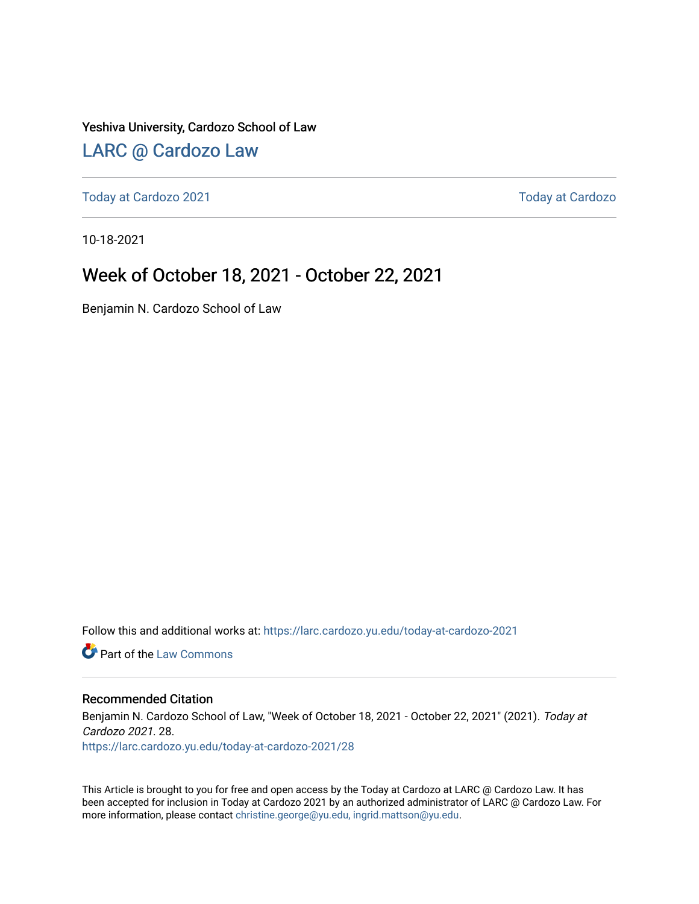Yeshiva University, Cardozo School of Law

## LARC @ Cardozo Law

Today at Cardozo 2021 | Today at Cardozo

10-18-2021

# Week of October 18, 2021 - October 22, 2021

Benjamin N. Cardozo School of Law

Follow this and additional works at: https://larc.cardozo.yu.edu/today-at-cardozo-2021

Part of the Law Commons

### Recommended Citation

Benjamin N. Cardozo School of Law, "Week of October 18, 2021 - October 22, 2021" (2021). *Today at Cardozo 2021*. 28.
https://larc.cardozo.yu.edu/today-at-cardozo-2021/28

This Article is brought to you for free and open access by the Today at Cardozo at LARC @ Cardozo Law. It has been accepted for inclusion in Today at Cardozo 2021 by an authorized administrator of LARC @ Cardozo Law. For more information, please contact christine.george@yu.edu, ingrid.mattson@yu.edu.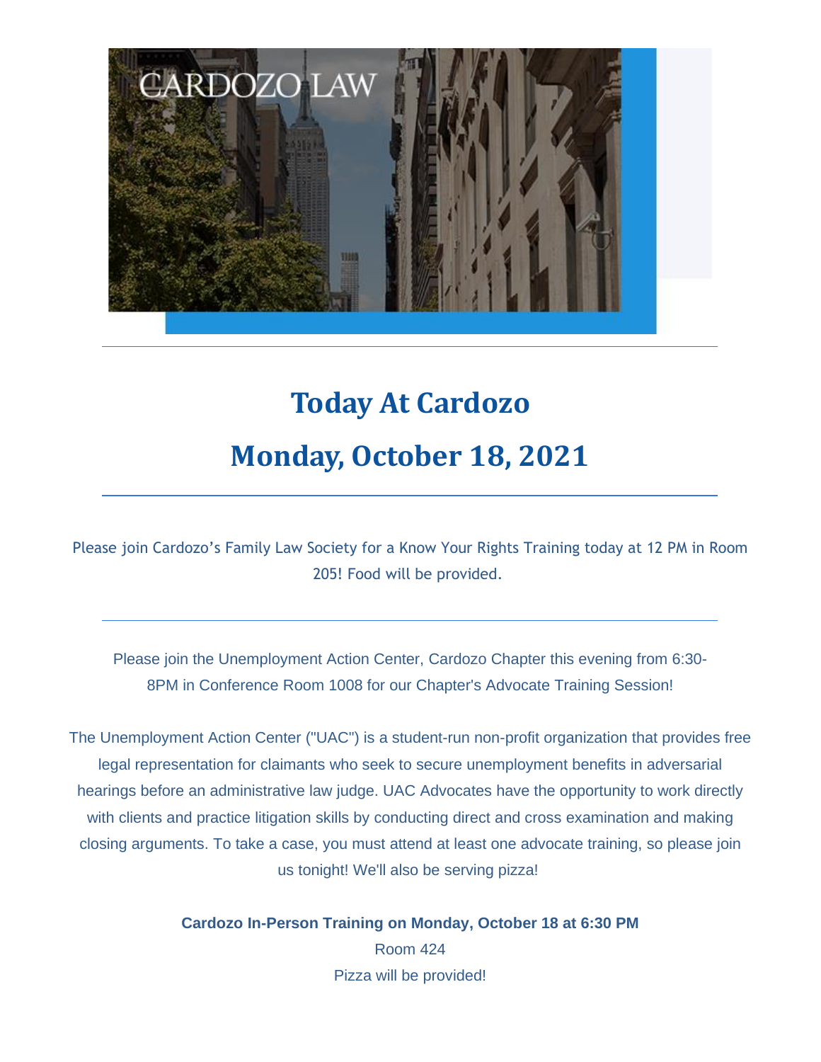# Today At Cardozo

# Monday, October 18, 2021

---

Please join Cardozo's Family Law Society for a Know Your Rights Training today at 12 PM in Room 205! Food will be provided.

---

Please join the Unemployment Action Center, Cardozo Chapter this evening from 6:30-8PM in Conference Room 1008 for our Chapter's Advocate Training Session!

The Unemployment Action Center ("UAC") is a student-run non-profit organization that provides free legal representation for claimants who seek to secure unemployment benefits in adversarial hearings before an administrative law judge. UAC Advocates have the opportunity to work directly with clients and practice litigation skills by conducting direct and cross examination and making closing arguments. To take a case, you must attend at least one advocate training, so please join us tonight! We'll also be serving pizza!

**Cardozo In-Person Training on Monday, October 18 at 6:30 PM**
Room 424
Pizza will be provided!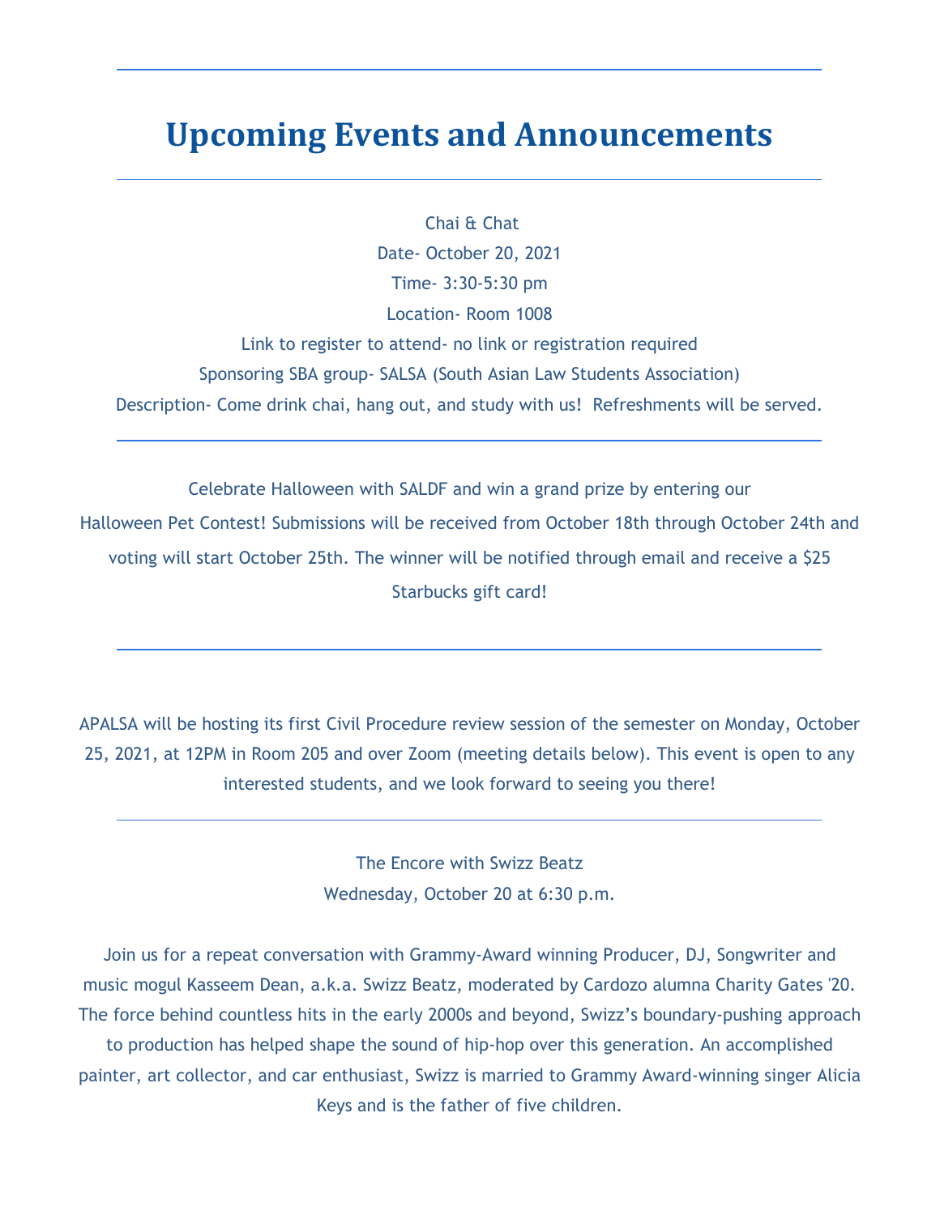# Upcoming Events and Announcements

---

Chai & Chat

Date- October 20, 2021

Time- 3:30-5:30 pm

Location- Room 1008

Link to register to attend- no link or registration required

Sponsoring SBA group- SALSA (South Asian Law Students Association)

Description- Come drink chai, hang out, and study with us! Refreshments will be served.

---

Celebrate Halloween with SALDF and win a grand prize by entering our Halloween Pet Contest! Submissions will be received from October 18th through October 24th and voting will start October 25th. The winner will be notified through email and receive a $25 Starbucks gift card!

---

APALSA will be hosting its first Civil Procedure review session of the semester on Monday, October 25, 2021, at 12PM in Room 205 and over Zoom (meeting details below). This event is open to any interested students, and we look forward to seeing you there!

---

The Encore with Swizz Beatz

Wednesday, October 20 at 6:30 p.m.

Join us for a repeat conversation with Grammy-Award winning Producer, DJ, Songwriter and music mogul Kasseem Dean, a.k.a. Swizz Beatz, moderated by Cardozo alumna Charity Gates '20. The force behind countless hits in the early 2000s and beyond, Swizz's boundary-pushing approach to production has helped shape the sound of hip-hop over this generation. An accomplished painter, art collector, and car enthusiast, Swizz is married to Grammy Award-winning singer Alicia Keys and is the father of five children.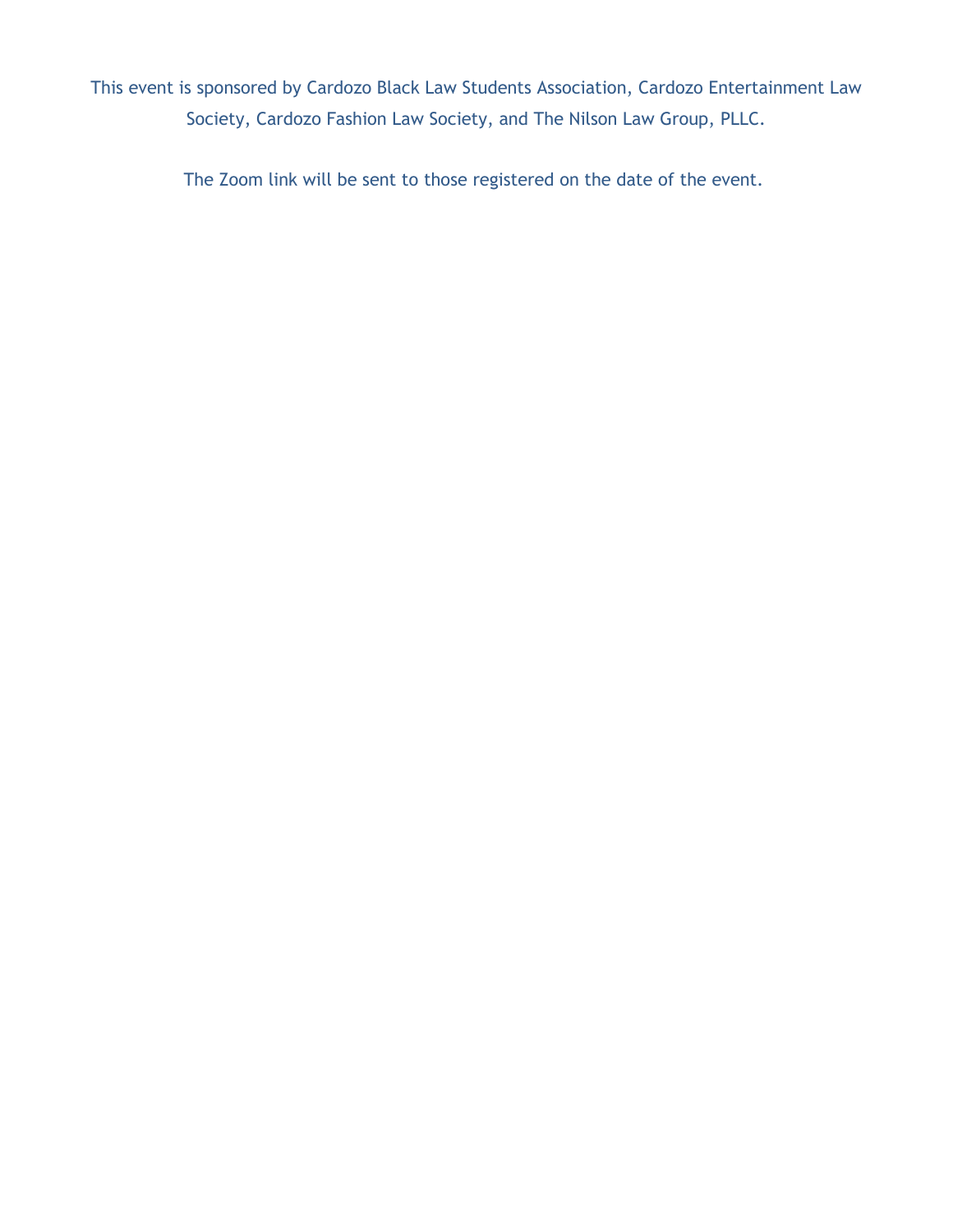This event is sponsored by Cardozo Black Law Students Association, Cardozo Entertainment Law Society, Cardozo Fashion Law Society, and The Nilson Law Group, PLLC.

The Zoom link will be sent to those registered on the date of the event.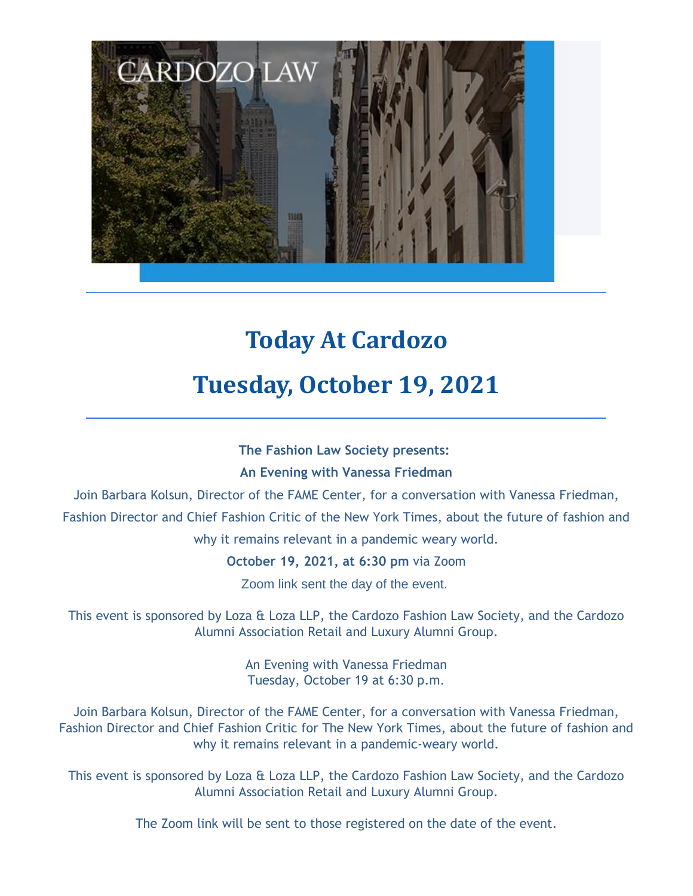# Today At Cardozo

# Tuesday, October 19, 2021

---

**The Fashion Law Society presents:**

**An Evening with Vanessa Friedman**

Join Barbara Kolsun, Director of the FAME Center, for a conversation with Vanessa Friedman, Fashion Director and Chief Fashion Critic of the New York Times, about the future of fashion and why it remains relevant in a pandemic weary world.

**October 19, 2021, at 6:30 pm** via Zoom

Zoom link sent the day of the event.

This event is sponsored by Loza & Loza LLP, the Cardozo Fashion Law Society, and the Cardozo Alumni Association Retail and Luxury Alumni Group.

An Evening with Vanessa Friedman
Tuesday, October 19 at 6:30 p.m.

Join Barbara Kolsun, Director of the FAME Center, for a conversation with Vanessa Friedman, Fashion Director and Chief Fashion Critic for The New York Times, about the future of fashion and why it remains relevant in a pandemic-weary world.

This event is sponsored by Loza & Loza LLP, the Cardozo Fashion Law Society, and the Cardozo Alumni Association Retail and Luxury Alumni Group.

The Zoom link will be sent to those registered on the date of the event.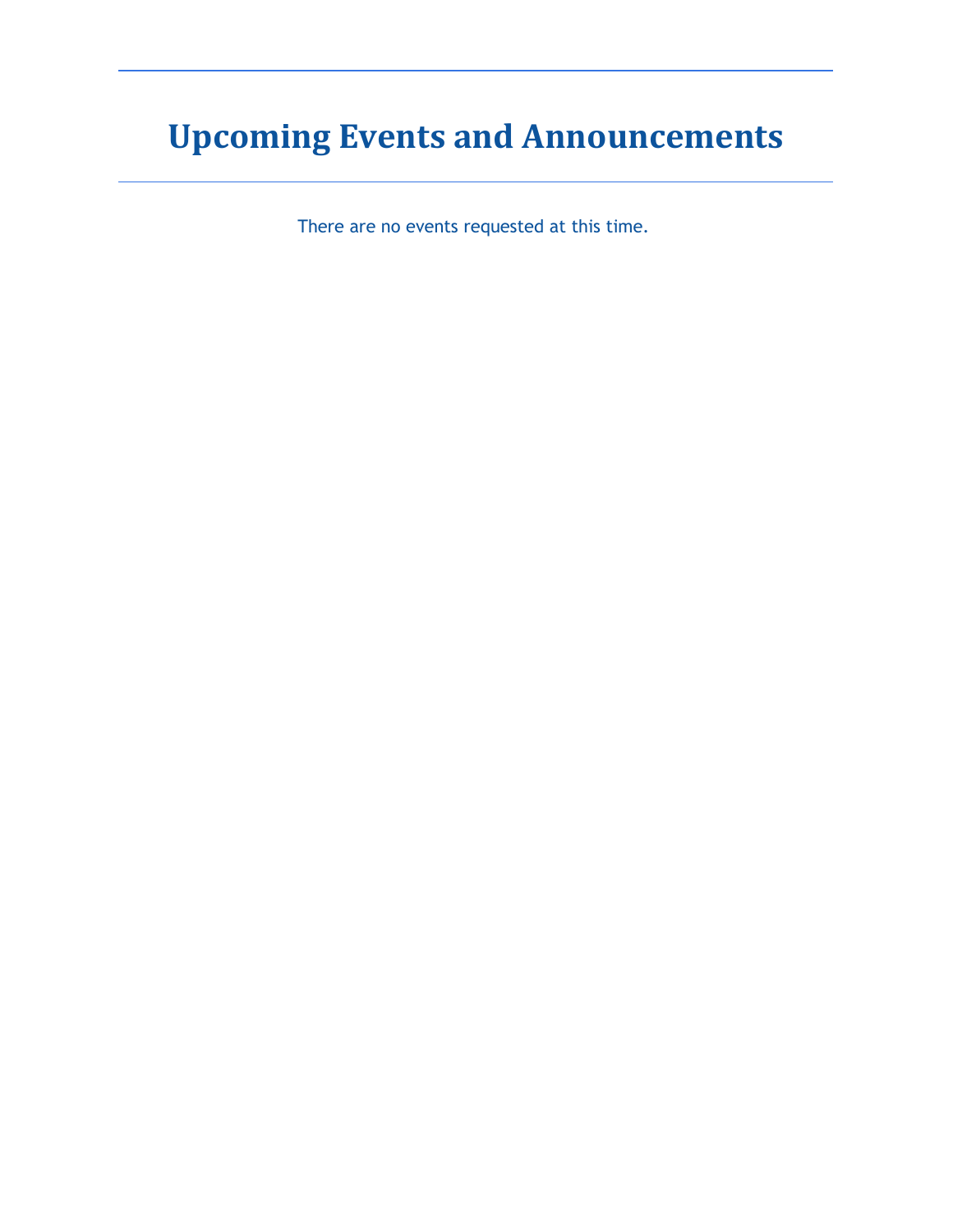# Upcoming Events and Announcements

There are no events requested at this time.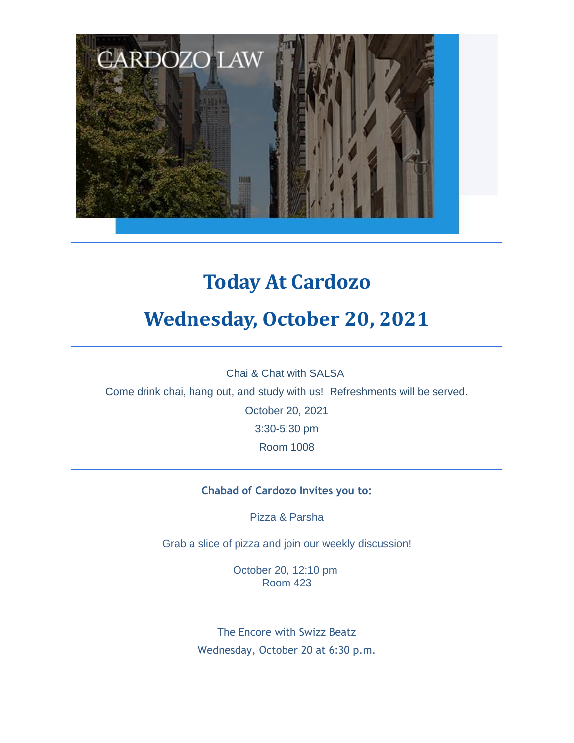# Today At Cardozo

# Wednesday, October 20, 2021

---

Chai & Chat with SALSA

Come drink chai, hang out, and study with us!  Refreshments will be served.

October 20, 2021

3:30-5:30 pm

Room 1008

---

**Chabad of Cardozo Invites you to:**

Pizza & Parsha

Grab a slice of pizza and join our weekly discussion!

October 20, 12:10 pm
Room 423

---

The Encore with Swizz Beatz

Wednesday, October 20 at 6:30 p.m.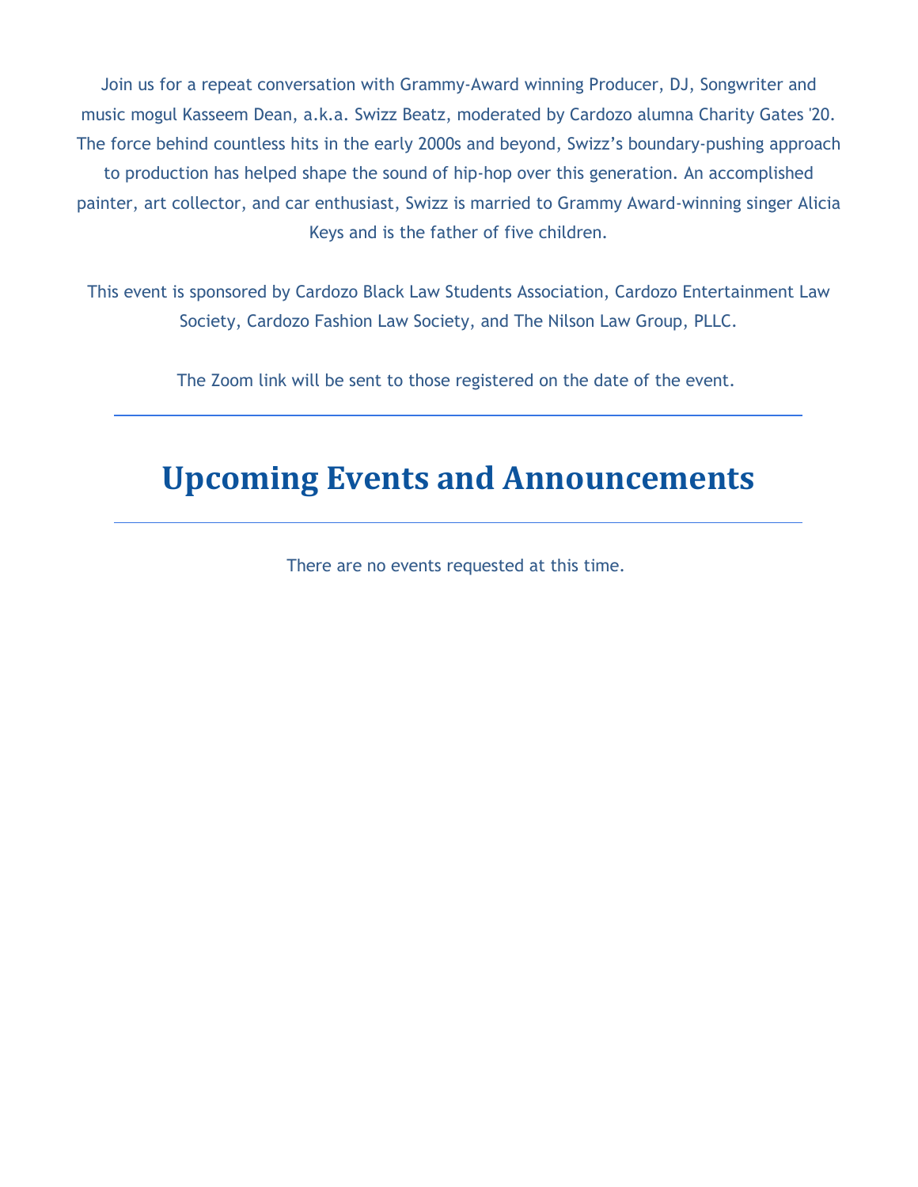Join us for a repeat conversation with Grammy-Award winning Producer, DJ, Songwriter and music mogul Kasseem Dean, a.k.a. Swizz Beatz, moderated by Cardozo alumna Charity Gates '20. The force behind countless hits in the early 2000s and beyond, Swizz's boundary-pushing approach to production has helped shape the sound of hip-hop over this generation. An accomplished painter, art collector, and car enthusiast, Swizz is married to Grammy Award-winning singer Alicia Keys and is the father of five children.

This event is sponsored by Cardozo Black Law Students Association, Cardozo Entertainment Law Society, Cardozo Fashion Law Society, and The Nilson Law Group, PLLC.

The Zoom link will be sent to those registered on the date of the event.

---

# Upcoming Events and Announcements

---

There are no events requested at this time.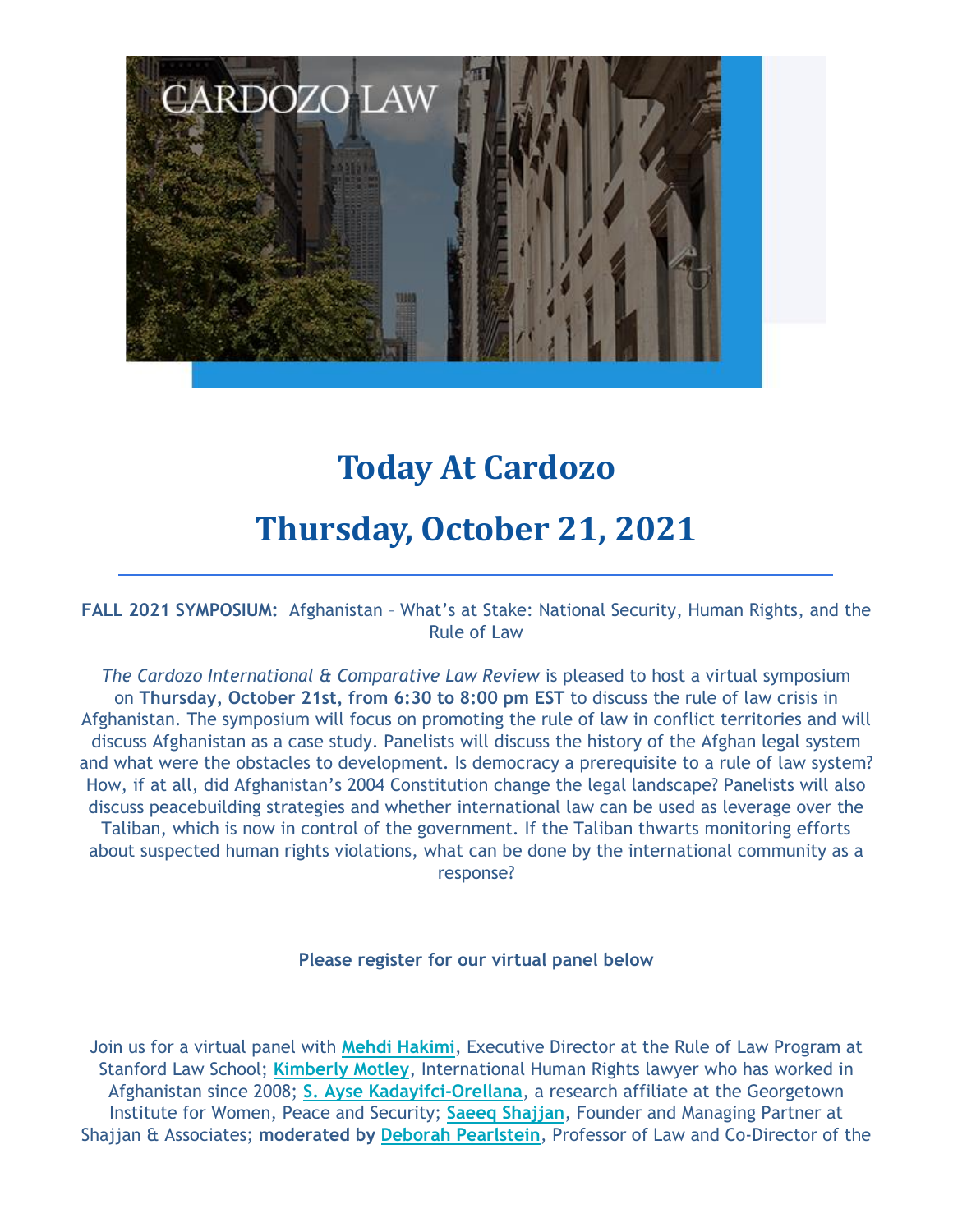# Today At Cardozo

# Thursday, October 21, 2021

**FALL 2021 SYMPOSIUM:** Afghanistan – What's at Stake: National Security, Human Rights, and the Rule of Law

*The Cardozo International & Comparative Law Review* is pleased to host a virtual symposium on **Thursday, October 21st, from 6:30 to 8:00 pm EST** to discuss the rule of law crisis in Afghanistan. The symposium will focus on promoting the rule of law in conflict territories and will discuss Afghanistan as a case study. Panelists will discuss the history of the Afghan legal system and what were the obstacles to development. Is democracy a prerequisite to a rule of law system? How, if at all, did Afghanistan's 2004 Constitution change the legal landscape? Panelists will also discuss peacebuilding strategies and whether international law can be used as leverage over the Taliban, which is now in control of the government. If the Taliban thwarts monitoring efforts about suspected human rights violations, what can be done by the international community as a response?

**Please register for our virtual panel below**

Join us for a virtual panel with **Mehdi Hakimi**, Executive Director at the Rule of Law Program at Stanford Law School; **Kimberly Motley**, International Human Rights lawyer who has worked in Afghanistan since 2008; **S. Ayse Kadayifci-Orellana**, a research affiliate at the Georgetown Institute for Women, Peace and Security; **Saeeq Shajjan**, Founder and Managing Partner at Shajjan & Associates; **moderated by Deborah Pearlstein**, Professor of Law and Co-Director of the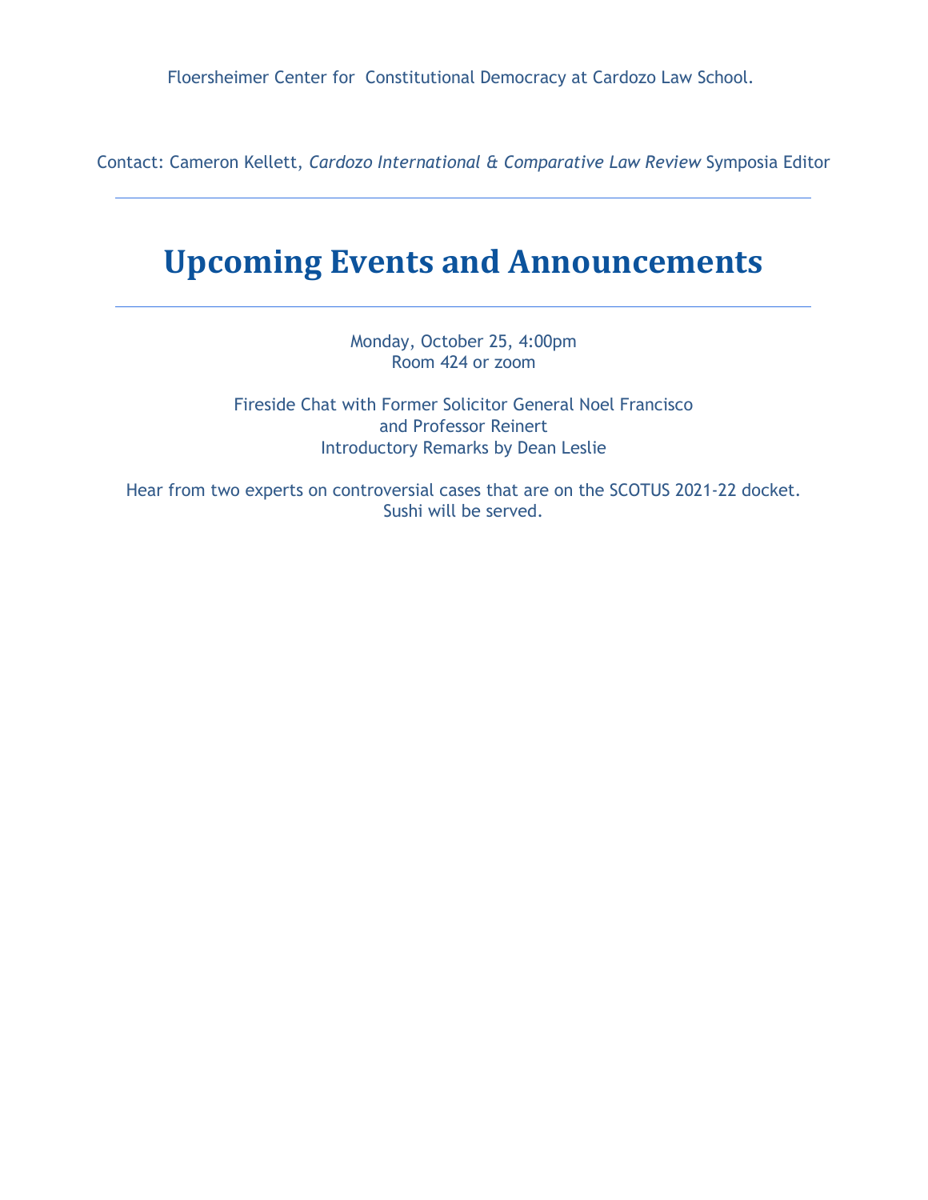Floersheimer Center for Constitutional Democracy at Cardozo Law School.

Contact: Cameron Kellett, *Cardozo International & Comparative Law Review* Symposia Editor

---

# Upcoming Events and Announcements

---

Monday, October 25, 4:00pm
Room 424 or zoom

Fireside Chat with Former Solicitor General Noel Francisco
and Professor Reinert
Introductory Remarks by Dean Leslie

Hear from two experts on controversial cases that are on the SCOTUS 2021-22 docket.
Sushi will be served.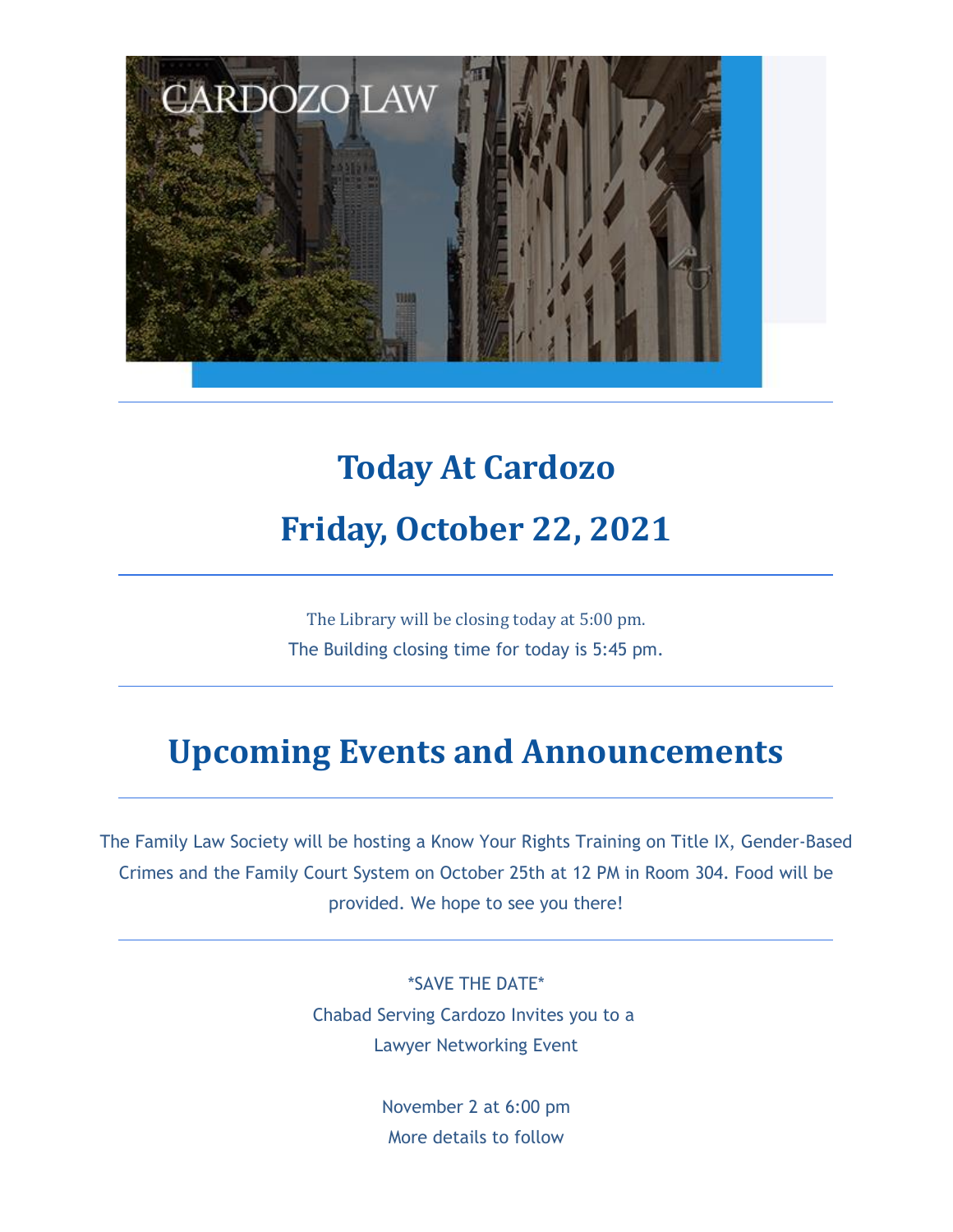# Today At Cardozo

# Friday, October 22, 2021

---

The Library will be closing today at 5:00 pm.

The Building closing time for today is 5:45 pm.

---

# Upcoming Events and Announcements

---

The Family Law Society will be hosting a Know Your Rights Training on Title IX, Gender-Based Crimes and the Family Court System on October 25th at 12 PM in Room 304. Food will be provided. We hope to see you there!

---

*SAVE THE DATE*
Chabad Serving Cardozo Invites you to a
Lawyer Networking Event

November 2 at 6:00 pm
More details to follow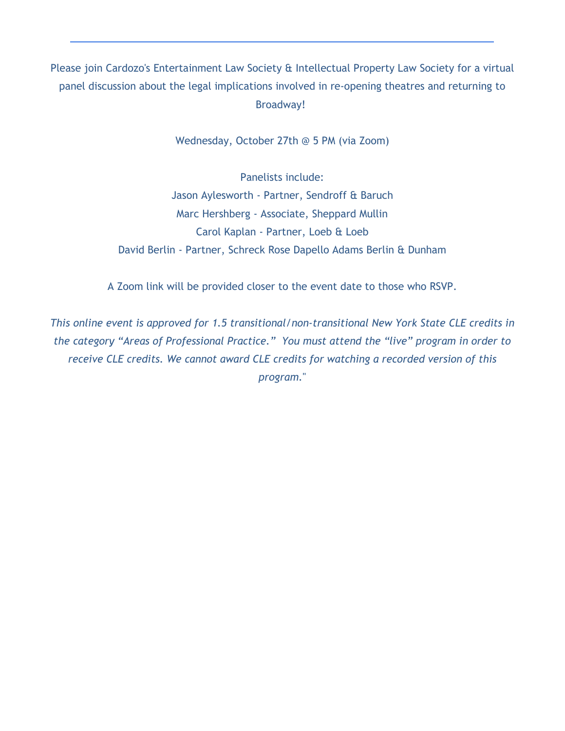---

Please join Cardozo's Entertainment Law Society & Intellectual Property Law Society for a virtual panel discussion about the legal implications involved in re-opening theatres and returning to Broadway!

Wednesday, October 27th @ 5 PM (via Zoom)

Panelists include:
Jason Aylesworth - Partner, Sendroff & Baruch
Marc Hershberg - Associate, Sheppard Mullin
Carol Kaplan - Partner, Loeb & Loeb
David Berlin - Partner, Schreck Rose Dapello Adams Berlin & Dunham

A Zoom link will be provided closer to the event date to those who RSVP.

*This online event is approved for 1.5 transitional/non-transitional New York State CLE credits in the category "Areas of Professional Practice." You must attend the "live" program in order to receive CLE credits. We cannot award CLE credits for watching a recorded version of this program."*